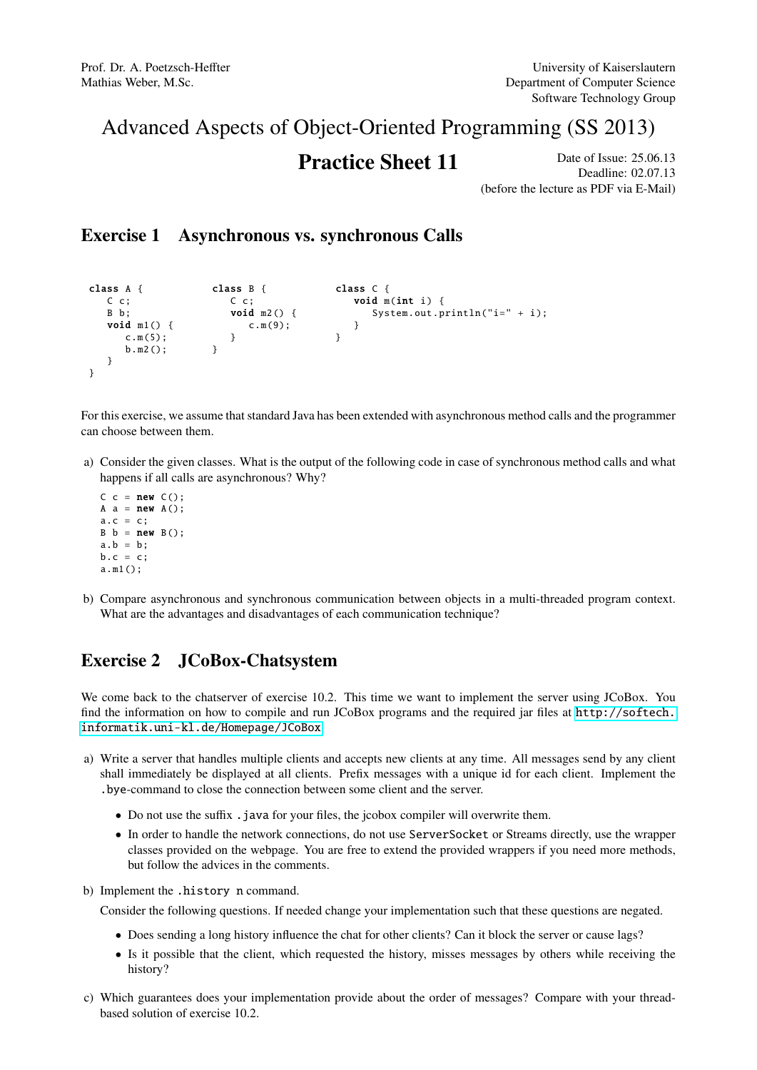Prof. Dr. A. Poetzsch-Heffter
Mathias Weber, M.Sc.

University of Kaiserslautern
Department of Computer Science
Software Technology Group

# Advanced Aspects of Object-Oriented Programming (SS 2013)

## Practice Sheet 11

Date of Issue: 25.06.13
Deadline: 02.07.13
(before the lecture as PDF via E-Mail)

## Exercise 1 Asynchronous vs. synchronous Calls

```
class A {
   C c;
   B b;
   void m1() {
      c.m(5);
      b.m2();
   }
}
```

```
class B {
   C c;
   void m2() {
      c.m(9);
   }
}
```

```
class C {
   void m(int i) {
      System.out.println("i=" + i);
   }
}
```

For this exercise, we assume that standard Java has been extended with asynchronous method calls and the programmer can choose between them.

a) Consider the given classes. What is the output of the following code in case of synchronous method calls and what happens if all calls are asynchronous? Why?

```
C c = new C();
A a = new A();
a.c = c;
B b = new B();
a.b = b;
b.c = c;
a.m1();
```

b) Compare asynchronous and synchronous communication between objects in a multi-threaded program context. What are the advantages and disadvantages of each communication technique?

## Exercise 2 JCoBox-Chatsystem

We come back to the chatserver of exercise 10.2. This time we want to implement the server using JCoBox. You find the information on how to compile and run JCoBox programs and the required jar files at http://softech.informatik.uni-kl.de/Homepage/JCoBox

a) Write a server that handles multiple clients and accepts new clients at any time. All messages send by any client shall immediately be displayed at all clients. Prefix messages with a unique id for each client. Implement the `.bye`-command to close the connection between some client and the server.

   - Do not use the suffix `.java` for your files, the jcobox compiler will overwrite them.
   - In order to handle the network connections, do not use `ServerSocket` or Streams directly, use the wrapper classes provided on the webpage. You are free to extend the provided wrappers if you need more methods, but follow the advices in the comments.

b) Implement the `.history n` command.

   Consider the following questions. If needed change your implementation such that these questions are negated.

   - Does sending a long history influence the chat for other clients? Can it block the server or cause lags?
   - Is it possible that the client, which requested the history, misses messages by others while receiving the history?

c) Which guarantees does your implementation provide about the order of messages? Compare with your thread-based solution of exercise 10.2.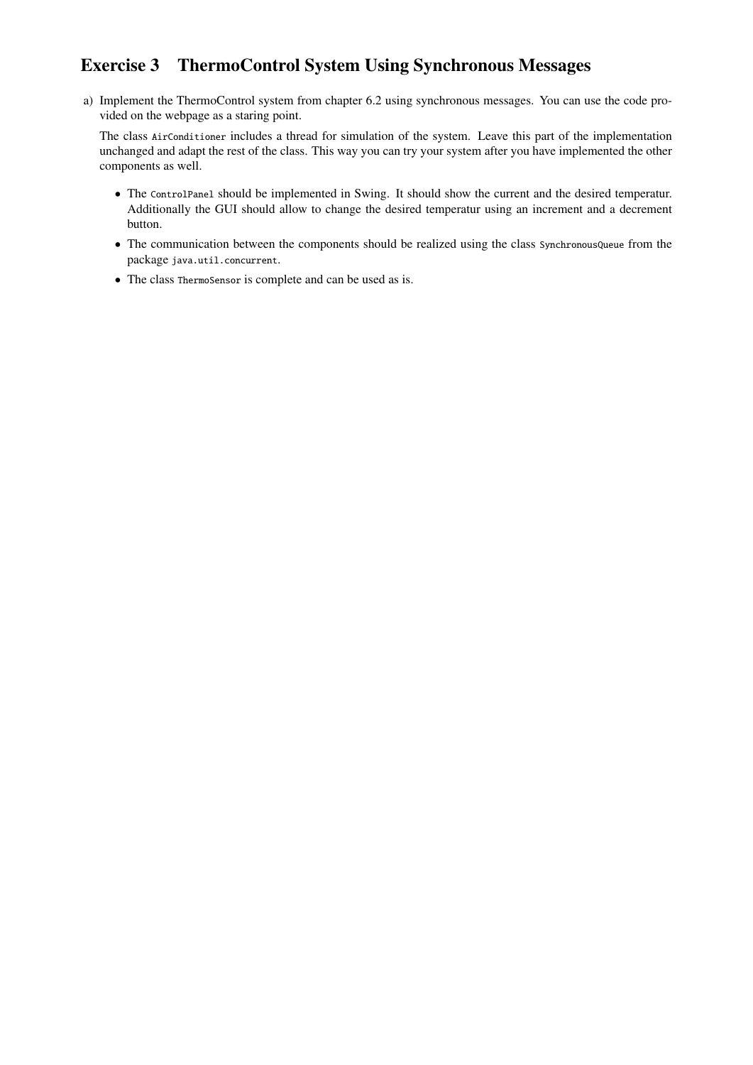## Exercise 3 ThermoControl System Using Synchronous Messages

a) Implement the ThermoControl system from chapter 6.2 using synchronous messages. You can use the code provided on the webpage as a staring point.

   The class `AirConditioner` includes a thread for simulation of the system. Leave this part of the implementation unchanged and adapt the rest of the class. This way you can try your system after you have implemented the other components as well.

   - The `ControlPanel` should be implemented in Swing. It should show the current and the desired temperatur. Additionally the GUI should allow to change the desired temperatur using an increment and a decrement button.
   - The communication between the components should be realized using the class `SynchronousQueue` from the package `java.util.concurrent`.
   - The class `ThermoSensor` is complete and can be used as is.